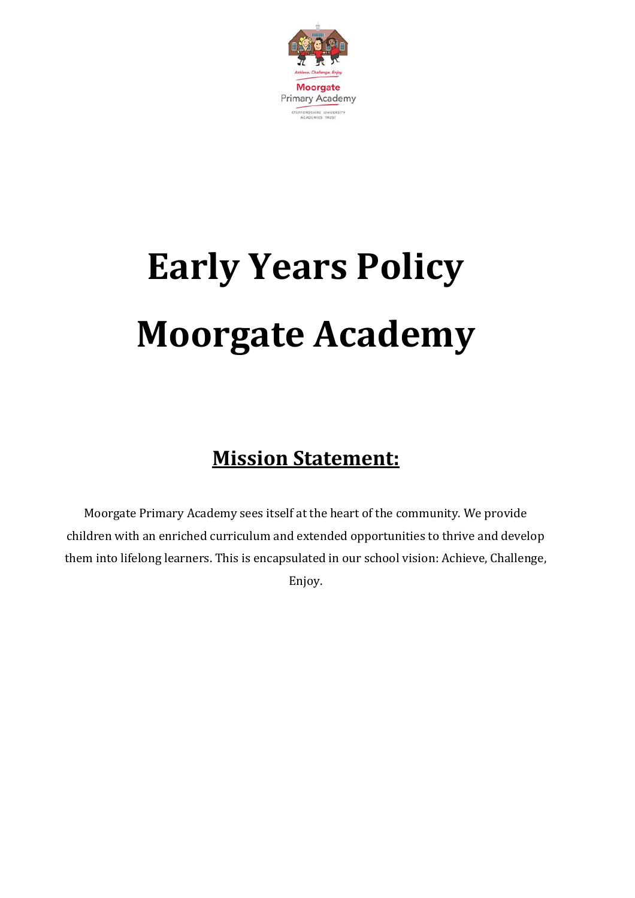# Early Years Policy

# Moorgate Academy

## Mission Statement:

Moorgate Primary Academy sees itself at the heart of the community. We provide children with an enriched curriculum and extended opportunities to thrive and develop them into lifelong learners. This is encapsulated in our school vision: Achieve, Challenge, Enjoy.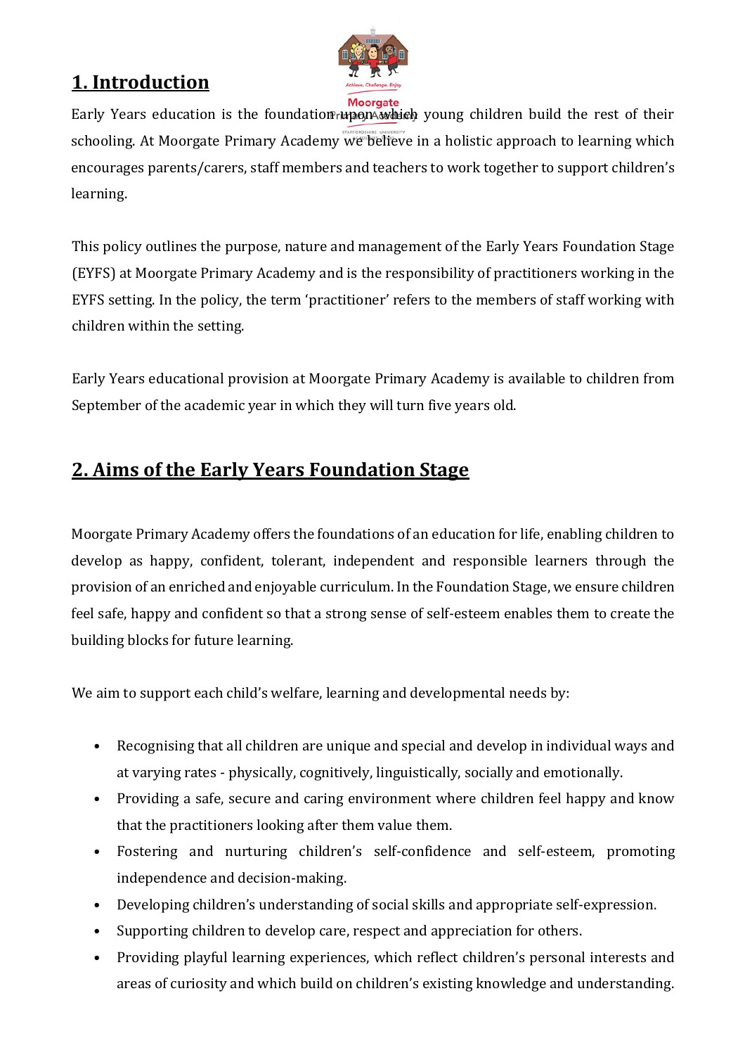# 1. Introduction

Early Years education is the foundation upon which young children build the rest of their schooling. At Moorgate Primary Academy we believe in a holistic approach to learning which encourages parents/carers, staff members and teachers to work together to support children's learning.

This policy outlines the purpose, nature and management of the Early Years Foundation Stage (EYFS) at Moorgate Primary Academy and is the responsibility of practitioners working in the EYFS setting. In the policy, the term 'practitioner' refers to the members of staff working with children within the setting.

Early Years educational provision at Moorgate Primary Academy is available to children from September of the academic year in which they will turn five years old.

# 2. Aims of the Early Years Foundation Stage

Moorgate Primary Academy offers the foundations of an education for life, enabling children to develop as happy, confident, tolerant, independent and responsible learners through the provision of an enriched and enjoyable curriculum. In the Foundation Stage, we ensure children feel safe, happy and confident so that a strong sense of self-esteem enables them to create the building blocks for future learning.

We aim to support each child's welfare, learning and developmental needs by:

- Recognising that all children are unique and special and develop in individual ways and at varying rates - physically, cognitively, linguistically, socially and emotionally.
- Providing a safe, secure and caring environment where children feel happy and know that the practitioners looking after them value them.
- Fostering and nurturing children's self-confidence and self-esteem, promoting independence and decision-making.
- Developing children's understanding of social skills and appropriate self-expression.
- Supporting children to develop care, respect and appreciation for others.
- Providing playful learning experiences, which reflect children's personal interests and areas of curiosity and which build on children's existing knowledge and understanding.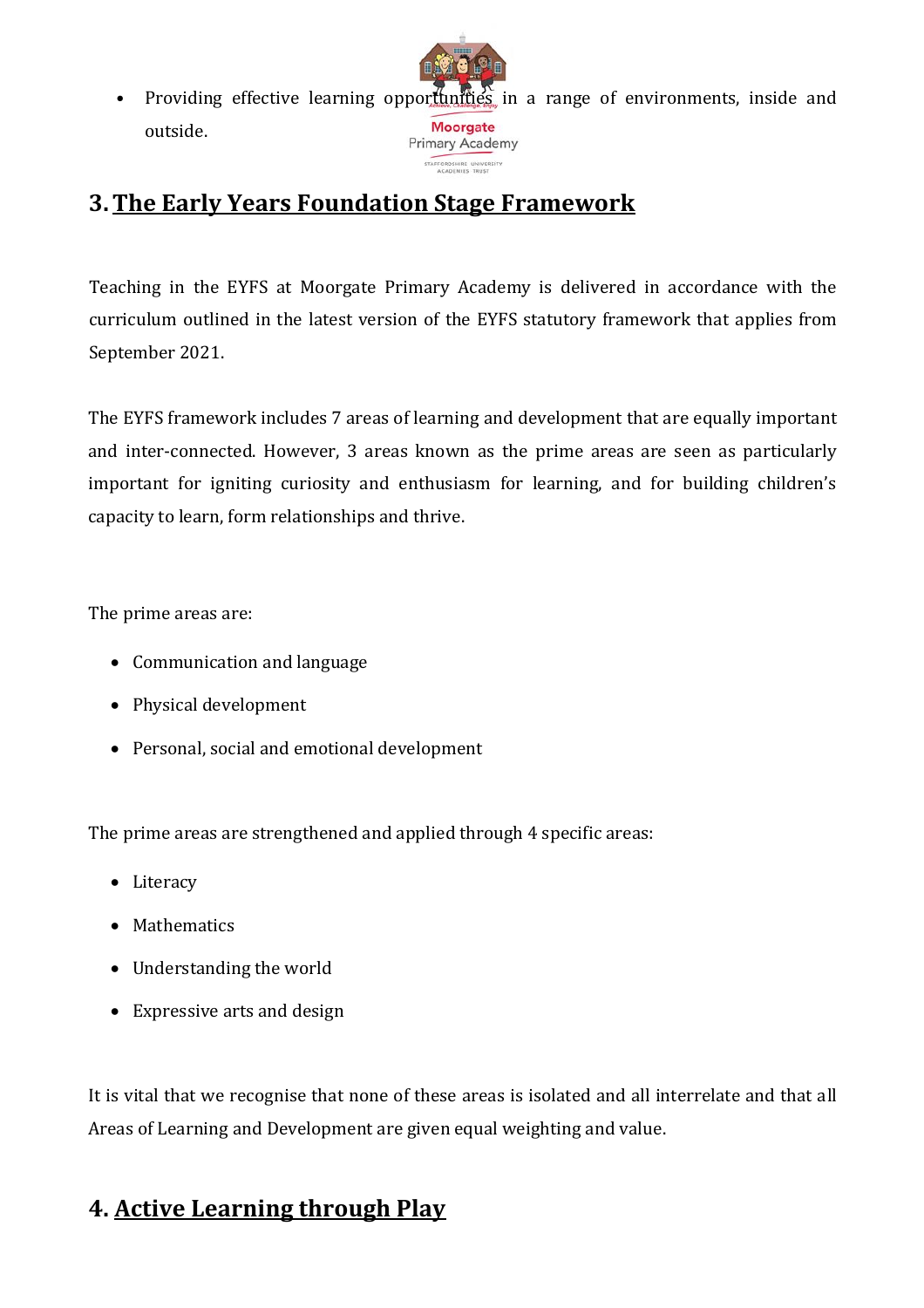- Providing effective learning opportunities in a range of environments, inside and outside.

## 3. The Early Years Foundation Stage Framework

Teaching in the EYFS at Moorgate Primary Academy is delivered in accordance with the curriculum outlined in the latest version of the EYFS statutory framework that applies from September 2021.

The EYFS framework includes 7 areas of learning and development that are equally important and inter-connected. However, 3 areas known as the prime areas are seen as particularly important for igniting curiosity and enthusiasm for learning, and for building children's capacity to learn, form relationships and thrive.

The prime areas are:

- Communication and language
- Physical development
- Personal, social and emotional development

The prime areas are strengthened and applied through 4 specific areas:

- Literacy
- Mathematics
- Understanding the world
- Expressive arts and design

It is vital that we recognise that none of these areas is isolated and all interrelate and that all Areas of Learning and Development are given equal weighting and value.

## 4. Active Learning through Play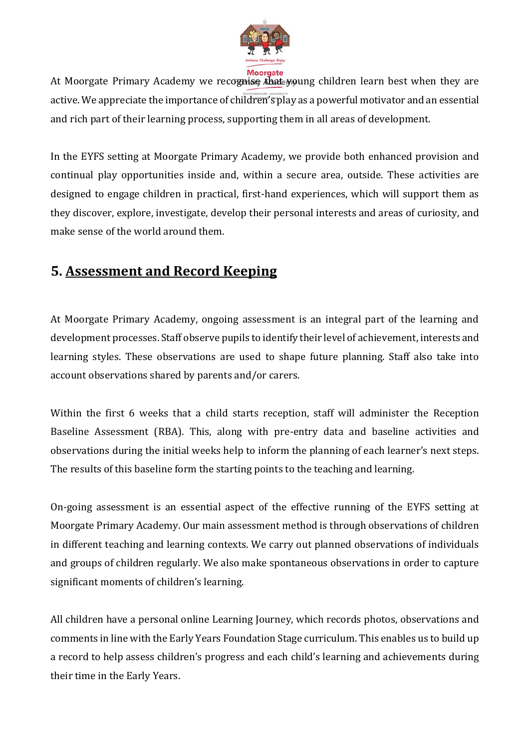At Moorgate Primary Academy we recognise that young children learn best when they are active. We appreciate the importance of children's play as a powerful motivator and an essential and rich part of their learning process, supporting them in all areas of development.

In the EYFS setting at Moorgate Primary Academy, we provide both enhanced provision and continual play opportunities inside and, within a secure area, outside. These activities are designed to engage children in practical, first-hand experiences, which will support them as they discover, explore, investigate, develop their personal interests and areas of curiosity, and make sense of the world around them.

## 5. **Assessment and Record Keeping**

At Moorgate Primary Academy, ongoing assessment is an integral part of the learning and development processes. Staff observe pupils to identify their level of achievement, interests and learning styles. These observations are used to shape future planning. Staff also take into account observations shared by parents and/or carers.

Within the first 6 weeks that a child starts reception, staff will administer the Reception Baseline Assessment (RBA). This, along with pre-entry data and baseline activities and observations during the initial weeks help to inform the planning of each learner's next steps. The results of this baseline form the starting points to the teaching and learning.

On-going assessment is an essential aspect of the effective running of the EYFS setting at Moorgate Primary Academy. Our main assessment method is through observations of children in different teaching and learning contexts. We carry out planned observations of individuals and groups of children regularly. We also make spontaneous observations in order to capture significant moments of children's learning.

All children have a personal online Learning Journey, which records photos, observations and comments in line with the Early Years Foundation Stage curriculum. This enables us to build up a record to help assess children's progress and each child's learning and achievements during their time in the Early Years.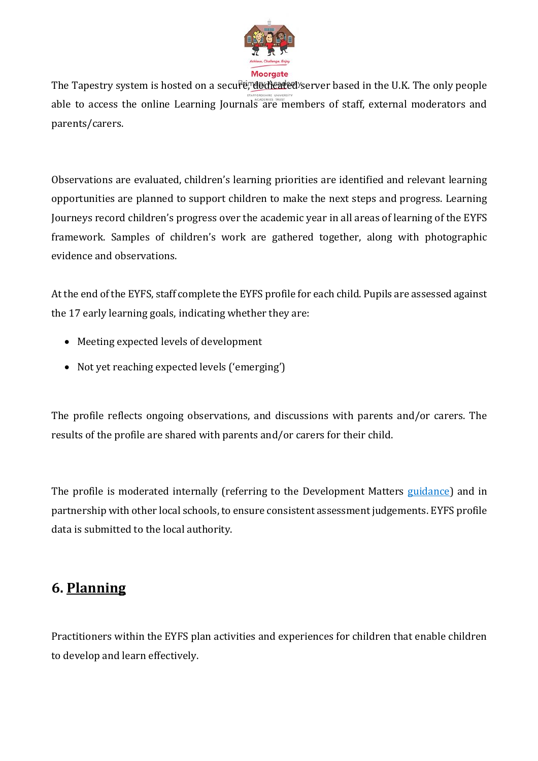The Tapestry system is hosted on a secure, dedicated server based in the U.K. The only people able to access the online Learning Journals are members of staff, external moderators and parents/carers.

Observations are evaluated, children's learning priorities are identified and relevant learning opportunities are planned to support children to make the next steps and progress. Learning Journeys record children's progress over the academic year in all areas of learning of the EYFS framework. Samples of children's work are gathered together, along with photographic evidence and observations.

At the end of the EYFS, staff complete the EYFS profile for each child. Pupils are assessed against the 17 early learning goals, indicating whether they are:

- Meeting expected levels of development
- Not yet reaching expected levels ('emerging')

The profile reflects ongoing observations, and discussions with parents and/or carers. The results of the profile are shared with parents and/or carers for their child.

The profile is moderated internally (referring to the Development Matters guidance) and in partnership with other local schools, to ensure consistent assessment judgements. EYFS profile data is submitted to the local authority.

## 6. Planning

Practitioners within the EYFS plan activities and experiences for children that enable children to develop and learn effectively.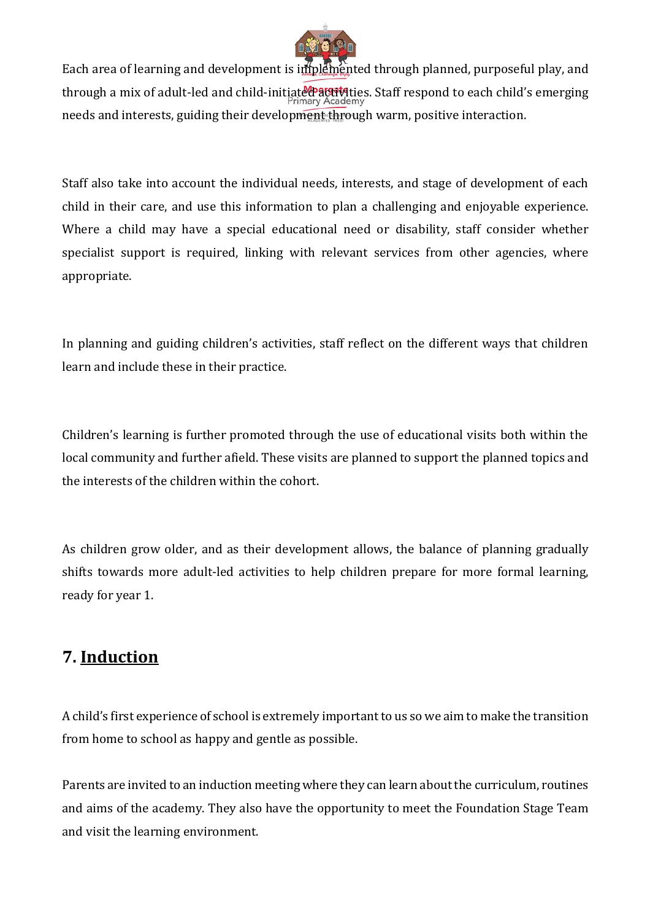Each area of learning and development is implemented through planned, purposeful play, and through a mix of adult-led and child-initiated activities. Staff respond to each child's emerging needs and interests, guiding their development through warm, positive interaction.

Staff also take into account the individual needs, interests, and stage of development of each child in their care, and use this information to plan a challenging and enjoyable experience. Where a child may have a special educational need or disability, staff consider whether specialist support is required, linking with relevant services from other agencies, where appropriate.

In planning and guiding children's activities, staff reflect on the different ways that children learn and include these in their practice.

Children's learning is further promoted through the use of educational visits both within the local community and further afield. These visits are planned to support the planned topics and the interests of the children within the cohort.

As children grow older, and as their development allows, the balance of planning gradually shifts towards more adult-led activities to help children prepare for more formal learning, ready for year 1.

## 7. <u>Induction</u>

A child's first experience of school is extremely important to us so we aim to make the transition from home to school as happy and gentle as possible.

Parents are invited to an induction meeting where they can learn about the curriculum, routines and aims of the academy. They also have the opportunity to meet the Foundation Stage Team and visit the learning environment.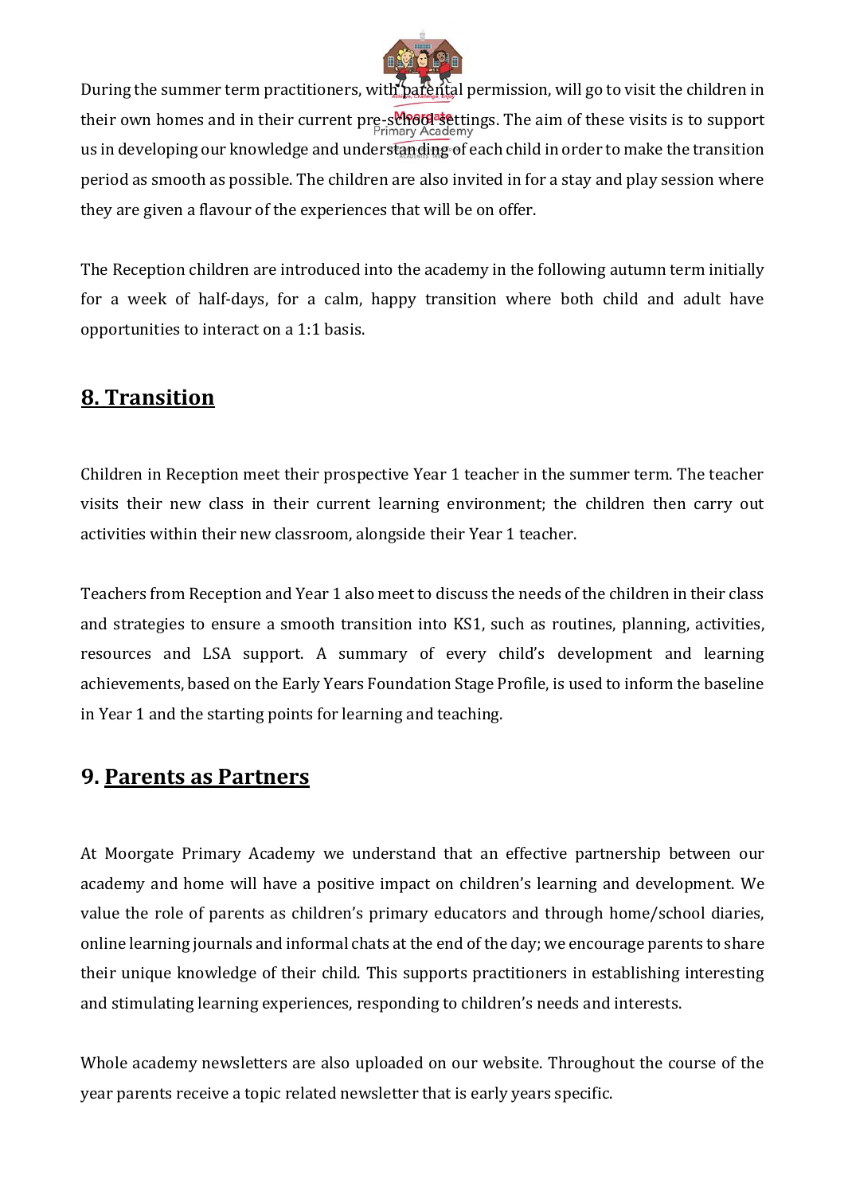During the summer term practitioners, with parental permission, will go to visit the children in their own homes and in their current pre-school settings. The aim of these visits is to support us in developing our knowledge and understanding of each child in order to make the transition period as smooth as possible. The children are also invited in for a stay and play session where they are given a flavour of the experiences that will be on offer.

The Reception children are introduced into the academy in the following autumn term initially for a week of half-days, for a calm, happy transition where both child and adult have opportunities to interact on a 1:1 basis.

## 8. Transition

Children in Reception meet their prospective Year 1 teacher in the summer term. The teacher visits their new class in their current learning environment; the children then carry out activities within their new classroom, alongside their Year 1 teacher.

Teachers from Reception and Year 1 also meet to discuss the needs of the children in their class and strategies to ensure a smooth transition into KS1, such as routines, planning, activities, resources and LSA support. A summary of every child's development and learning achievements, based on the Early Years Foundation Stage Profile, is used to inform the baseline in Year 1 and the starting points for learning and teaching.

## 9. Parents as Partners

At Moorgate Primary Academy we understand that an effective partnership between our academy and home will have a positive impact on children's learning and development. We value the role of parents as children's primary educators and through home/school diaries, online learning journals and informal chats at the end of the day; we encourage parents to share their unique knowledge of their child. This supports practitioners in establishing interesting and stimulating learning experiences, responding to children's needs and interests.

Whole academy newsletters are also uploaded on our website. Throughout the course of the year parents receive a topic related newsletter that is early years specific.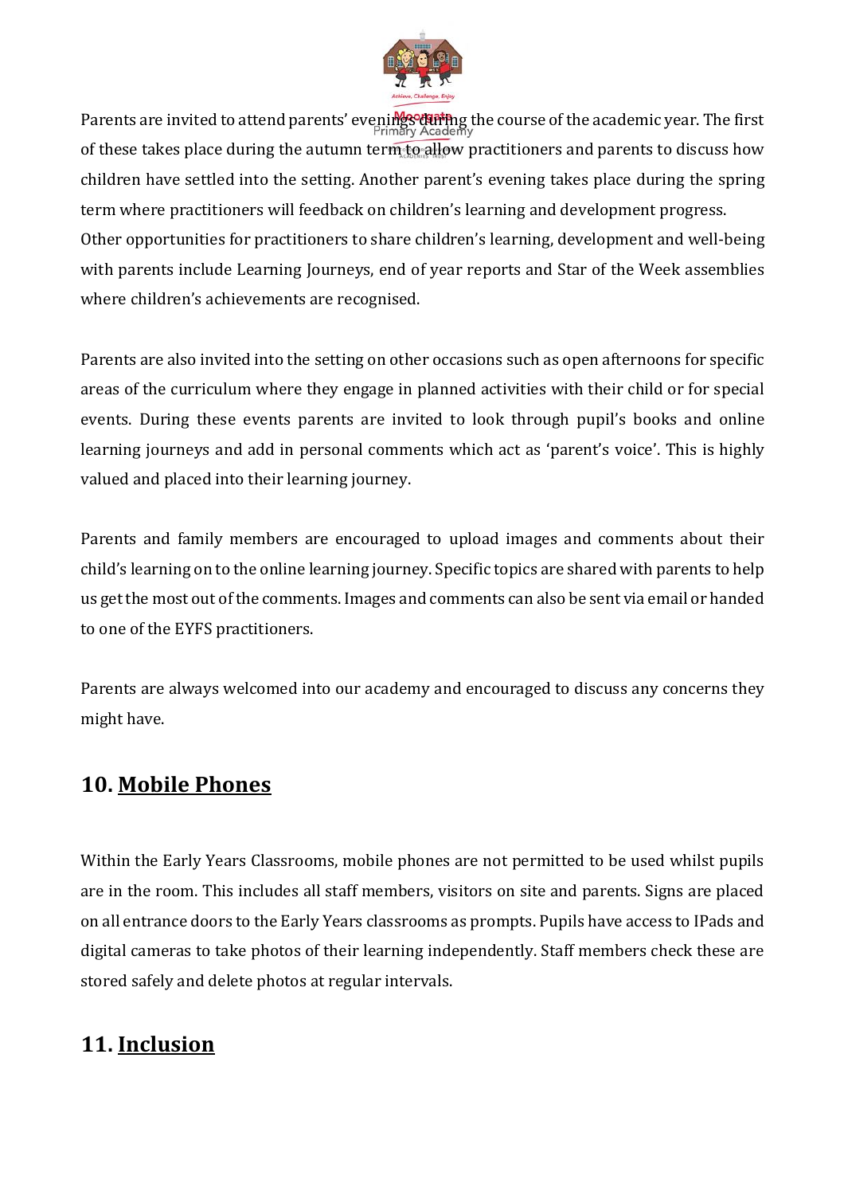Parents are invited to attend parents' evenings during the course of the academic year. The first of these takes place during the autumn term to allow practitioners and parents to discuss how children have settled into the setting. Another parent's evening takes place during the spring term where practitioners will feedback on children's learning and development progress. Other opportunities for practitioners to share children's learning, development and well-being with parents include Learning Journeys, end of year reports and Star of the Week assemblies where children's achievements are recognised.

Parents are also invited into the setting on other occasions such as open afternoons for specific areas of the curriculum where they engage in planned activities with their child or for special events. During these events parents are invited to look through pupil's books and online learning journeys and add in personal comments which act as 'parent's voice'. This is highly valued and placed into their learning journey.

Parents and family members are encouraged to upload images and comments about their child's learning on to the online learning journey. Specific topics are shared with parents to help us get the most out of the comments. Images and comments can also be sent via email or handed to one of the EYFS practitioners.

Parents are always welcomed into our academy and encouraged to discuss any concerns they might have.

## 10. Mobile Phones

Within the Early Years Classrooms, mobile phones are not permitted to be used whilst pupils are in the room. This includes all staff members, visitors on site and parents. Signs are placed on all entrance doors to the Early Years classrooms as prompts. Pupils have access to IPads and digital cameras to take photos of their learning independently. Staff members check these are stored safely and delete photos at regular intervals.

## 11. Inclusion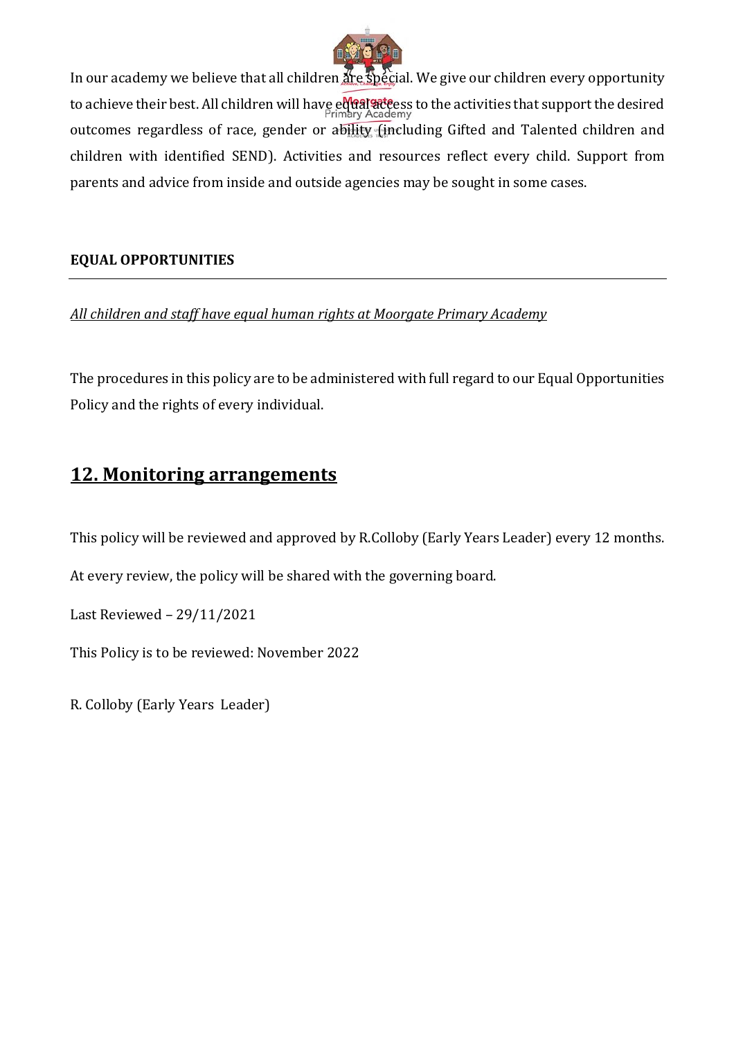In our academy we believe that all children are special. We give our children every opportunity to achieve their best. All children will have equal access to the activities that support the desired outcomes regardless of race, gender or ability (including Gifted and Talented children and children with identified SEND). Activities and resources reflect every child. Support from parents and advice from inside and outside agencies may be sought in some cases.

**EQUAL OPPORTUNITIES**

---

*All children and staff have equal human rights at Moorgate Primary Academy*

The procedures in this policy are to be administered with full regard to our Equal Opportunities Policy and the rights of every individual.

## 12. Monitoring arrangements

This policy will be reviewed and approved by R.Colloby (Early Years Leader) every 12 months.

At every review, the policy will be shared with the governing board.

Last Reviewed – 29/11/2021

This Policy is to be reviewed: November 2022

R. Colloby (Early Years Leader)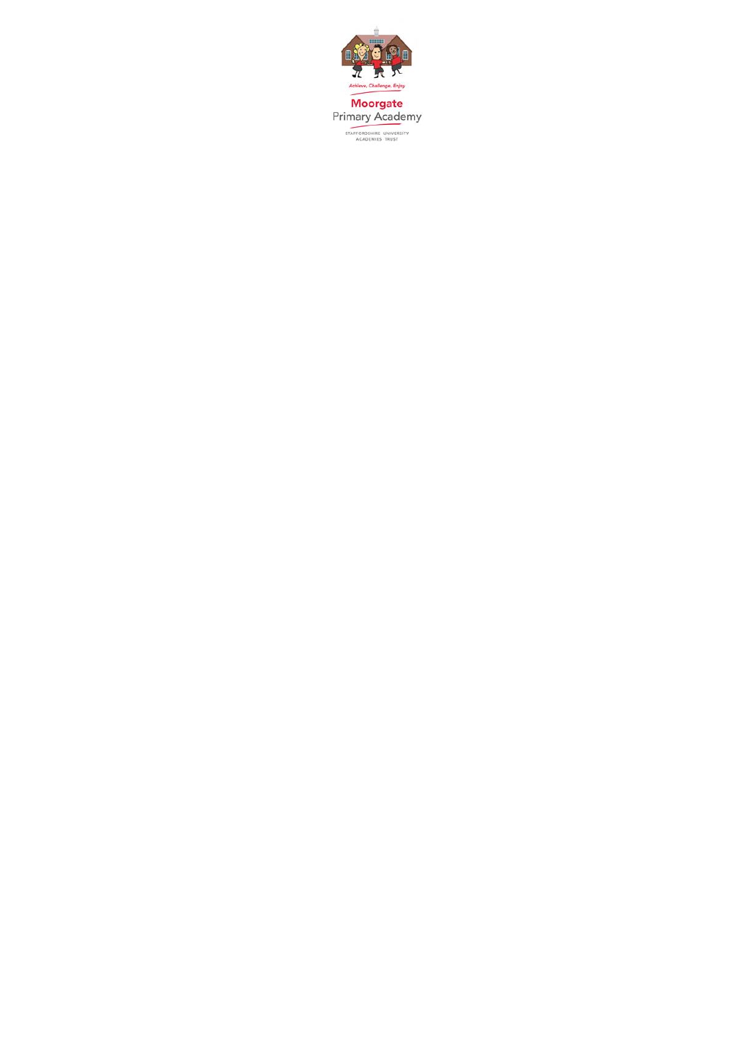Achieve, Challenge, Enjoy

Moorgate

Primary Academy

STAFFORDSHIRE UNIVERSITY

ACADEMIES TRUST